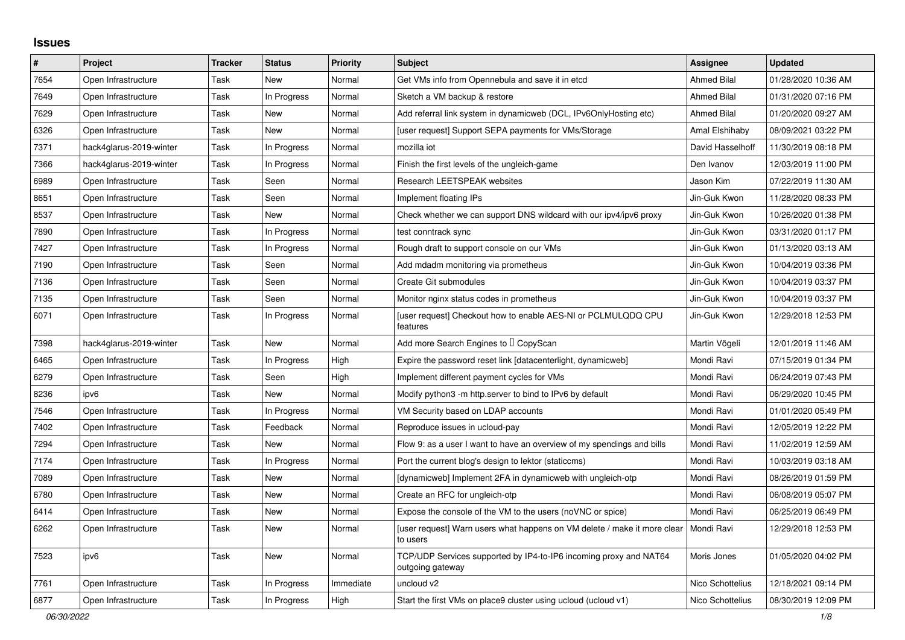# Issues

| # | Project | Tracker | Status | Priority | Subject | Assignee | Updated |
|---|---|---|---|---|---|---|---|
| 7654 | Open Infrastructure | Task | New | Normal | Get VMs info from Opennebula and save it in etcd | Ahmed Bilal | 01/28/2020 10:36 AM |
| 7649 | Open Infrastructure | Task | In Progress | Normal | Sketch a VM backup & restore | Ahmed Bilal | 01/31/2020 07:16 PM |
| 7629 | Open Infrastructure | Task | New | Normal | Add referral link system in dynamicweb (DCL, IPv6OnlyHosting etc) | Ahmed Bilal | 01/20/2020 09:27 AM |
| 6326 | Open Infrastructure | Task | New | Normal | [user request] Support SEPA payments for VMs/Storage | Amal Elshihaby | 08/09/2021 03:22 PM |
| 7371 | hack4glarus-2019-winter | Task | In Progress | Normal | mozilla iot | David Hasselhoff | 11/30/2019 08:18 PM |
| 7366 | hack4glarus-2019-winter | Task | In Progress | Normal | Finish the first levels of the ungleich-game | Den Ivanov | 12/03/2019 11:00 PM |
| 6989 | Open Infrastructure | Task | Seen | Normal | Research LEETSPEAK websites | Jason Kim | 07/22/2019 11:30 AM |
| 8651 | Open Infrastructure | Task | Seen | Normal | Implement floating IPs | Jin-Guk Kwon | 11/28/2020 08:33 PM |
| 8537 | Open Infrastructure | Task | New | Normal | Check whether we can support DNS wildcard with our ipv4/ipv6 proxy | Jin-Guk Kwon | 10/26/2020 01:38 PM |
| 7890 | Open Infrastructure | Task | In Progress | Normal | test conntrack sync | Jin-Guk Kwon | 03/31/2020 01:17 PM |
| 7427 | Open Infrastructure | Task | In Progress | Normal | Rough draft to support console on our VMs | Jin-Guk Kwon | 01/13/2020 03:13 AM |
| 7190 | Open Infrastructure | Task | Seen | Normal | Add mdadm monitoring via prometheus | Jin-Guk Kwon | 10/04/2019 03:36 PM |
| 7136 | Open Infrastructure | Task | Seen | Normal | Create Git submodules | Jin-Guk Kwon | 10/04/2019 03:37 PM |
| 7135 | Open Infrastructure | Task | Seen | Normal | Monitor nginx status codes in prometheus | Jin-Guk Kwon | 10/04/2019 03:37 PM |
| 6071 | Open Infrastructure | Task | In Progress | Normal | [user request] Checkout how to enable AES-NI or PCLMULQDQ CPU features | Jin-Guk Kwon | 12/29/2018 12:53 PM |
| 7398 | hack4glarus-2019-winter | Task | New | Normal | Add more Search Engines to  CopyScan | Martin Vögeli | 12/01/2019 11:46 AM |
| 6465 | Open Infrastructure | Task | In Progress | High | Expire the password reset link [datacenterlight, dynamicweb] | Mondi Ravi | 07/15/2019 01:34 PM |
| 6279 | Open Infrastructure | Task | Seen | High | Implement different payment cycles for VMs | Mondi Ravi | 06/24/2019 07:43 PM |
| 8236 | ipv6 | Task | New | Normal | Modify python3 -m http.server to bind to IPv6 by default | Mondi Ravi | 06/29/2020 10:45 PM |
| 7546 | Open Infrastructure | Task | In Progress | Normal | VM Security based on LDAP accounts | Mondi Ravi | 01/01/2020 05:49 PM |
| 7402 | Open Infrastructure | Task | Feedback | Normal | Reproduce issues in ucloud-pay | Mondi Ravi | 12/05/2019 12:22 PM |
| 7294 | Open Infrastructure | Task | New | Normal | Flow 9: as a user I want to have an overview of my spendings and bills | Mondi Ravi | 11/02/2019 12:59 AM |
| 7174 | Open Infrastructure | Task | In Progress | Normal | Port the current blog's design to lektor (staticcms) | Mondi Ravi | 10/03/2019 03:18 AM |
| 7089 | Open Infrastructure | Task | New | Normal | [dynamicweb] Implement 2FA in dynamicweb with ungleich-otp | Mondi Ravi | 08/26/2019 01:59 PM |
| 6780 | Open Infrastructure | Task | New | Normal | Create an RFC for ungleich-otp | Mondi Ravi | 06/08/2019 05:07 PM |
| 6414 | Open Infrastructure | Task | New | Normal | Expose the console of the VM to the users (noVNC or spice) | Mondi Ravi | 06/25/2019 06:49 PM |
| 6262 | Open Infrastructure | Task | New | Normal | [user request] Warn users what happens on VM delete / make it more clear to users | Mondi Ravi | 12/29/2018 12:53 PM |
| 7523 | ipv6 | Task | New | Normal | TCP/UDP Services supported by IP4-to-IP6 incoming proxy and NAT64 outgoing gateway | Moris Jones | 01/05/2020 04:02 PM |
| 7761 | Open Infrastructure | Task | In Progress | Immediate | uncloud v2 | Nico Schottelius | 12/18/2021 09:14 PM |
| 6877 | Open Infrastructure | Task | In Progress | High | Start the first VMs on place9 cluster using ucloud (ucloud v1) | Nico Schottelius | 08/30/2019 12:09 PM |

*06/30/2022*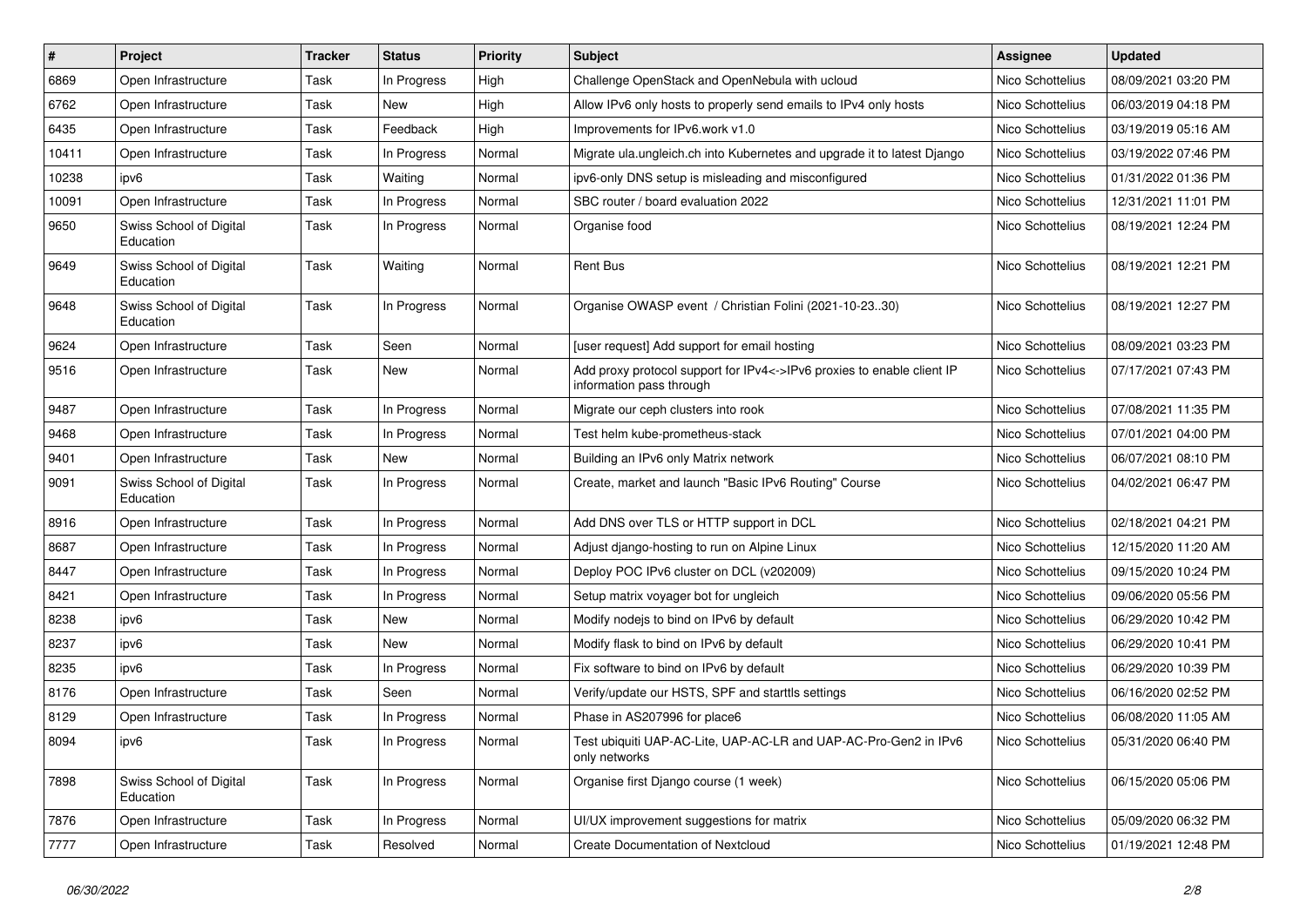| # | Project | Tracker | Status | Priority | Subject | Assignee | Updated |
|---|---|---|---|---|---|---|---|
| 6869 | Open Infrastructure | Task | In Progress | High | Challenge OpenStack and OpenNebula with ucloud | Nico Schottelius | 08/09/2021 03:20 PM |
| 6762 | Open Infrastructure | Task | New | High | Allow IPv6 only hosts to properly send emails to IPv4 only hosts | Nico Schottelius | 06/03/2019 04:18 PM |
| 6435 | Open Infrastructure | Task | Feedback | High | Improvements for IPv6.work v1.0 | Nico Schottelius | 03/19/2019 05:16 AM |
| 10411 | Open Infrastructure | Task | In Progress | Normal | Migrate ula.ungleich.ch into Kubernetes and upgrade it to latest Django | Nico Schottelius | 03/19/2022 07:46 PM |
| 10238 | ipv6 | Task | Waiting | Normal | ipv6-only DNS setup is misleading and misconfigured | Nico Schottelius | 01/31/2022 01:36 PM |
| 10091 | Open Infrastructure | Task | In Progress | Normal | SBC router / board evaluation 2022 | Nico Schottelius | 12/31/2021 11:01 PM |
| 9650 | Swiss School of Digital Education | Task | In Progress | Normal | Organise food | Nico Schottelius | 08/19/2021 12:24 PM |
| 9649 | Swiss School of Digital Education | Task | Waiting | Normal | Rent Bus | Nico Schottelius | 08/19/2021 12:21 PM |
| 9648 | Swiss School of Digital Education | Task | In Progress | Normal | Organise OWASP event / Christian Folini (2021-10-23..30) | Nico Schottelius | 08/19/2021 12:27 PM |
| 9624 | Open Infrastructure | Task | Seen | Normal | [user request] Add support for email hosting | Nico Schottelius | 08/09/2021 03:23 PM |
| 9516 | Open Infrastructure | Task | New | Normal | Add proxy protocol support for IPv4<->IPv6 proxies to enable client IP information pass through | Nico Schottelius | 07/17/2021 07:43 PM |
| 9487 | Open Infrastructure | Task | In Progress | Normal | Migrate our ceph clusters into rook | Nico Schottelius | 07/08/2021 11:35 PM |
| 9468 | Open Infrastructure | Task | In Progress | Normal | Test helm kube-prometheus-stack | Nico Schottelius | 07/01/2021 04:00 PM |
| 9401 | Open Infrastructure | Task | New | Normal | Building an IPv6 only Matrix network | Nico Schottelius | 06/07/2021 08:10 PM |
| 9091 | Swiss School of Digital Education | Task | In Progress | Normal | Create, market and launch "Basic IPv6 Routing" Course | Nico Schottelius | 04/02/2021 06:47 PM |
| 8916 | Open Infrastructure | Task | In Progress | Normal | Add DNS over TLS or HTTP support in DCL | Nico Schottelius | 02/18/2021 04:21 PM |
| 8687 | Open Infrastructure | Task | In Progress | Normal | Adjust django-hosting to run on Alpine Linux | Nico Schottelius | 12/15/2020 11:20 AM |
| 8447 | Open Infrastructure | Task | In Progress | Normal | Deploy POC IPv6 cluster on DCL (v202009) | Nico Schottelius | 09/15/2020 10:24 PM |
| 8421 | Open Infrastructure | Task | In Progress | Normal | Setup matrix voyager bot for ungleich | Nico Schottelius | 09/06/2020 05:56 PM |
| 8238 | ipv6 | Task | New | Normal | Modify nodejs to bind on IPv6 by default | Nico Schottelius | 06/29/2020 10:42 PM |
| 8237 | ipv6 | Task | New | Normal | Modify flask to bind on IPv6 by default | Nico Schottelius | 06/29/2020 10:41 PM |
| 8235 | ipv6 | Task | In Progress | Normal | Fix software to bind on IPv6 by default | Nico Schottelius | 06/29/2020 10:39 PM |
| 8176 | Open Infrastructure | Task | Seen | Normal | Verify/update our HSTS, SPF and starttls settings | Nico Schottelius | 06/16/2020 02:52 PM |
| 8129 | Open Infrastructure | Task | In Progress | Normal | Phase in AS207996 for place6 | Nico Schottelius | 06/08/2020 11:05 AM |
| 8094 | ipv6 | Task | In Progress | Normal | Test ubiquiti UAP-AC-Lite, UAP-AC-LR and UAP-AC-Pro-Gen2 in IPv6 only networks | Nico Schottelius | 05/31/2020 06:40 PM |
| 7898 | Swiss School of Digital Education | Task | In Progress | Normal | Organise first Django course (1 week) | Nico Schottelius | 06/15/2020 05:06 PM |
| 7876 | Open Infrastructure | Task | In Progress | Normal | UI/UX improvement suggestions for matrix | Nico Schottelius | 05/09/2020 06:32 PM |
| 7777 | Open Infrastructure | Task | Resolved | Normal | Create Documentation of Nextcloud | Nico Schottelius | 01/19/2021 12:48 PM |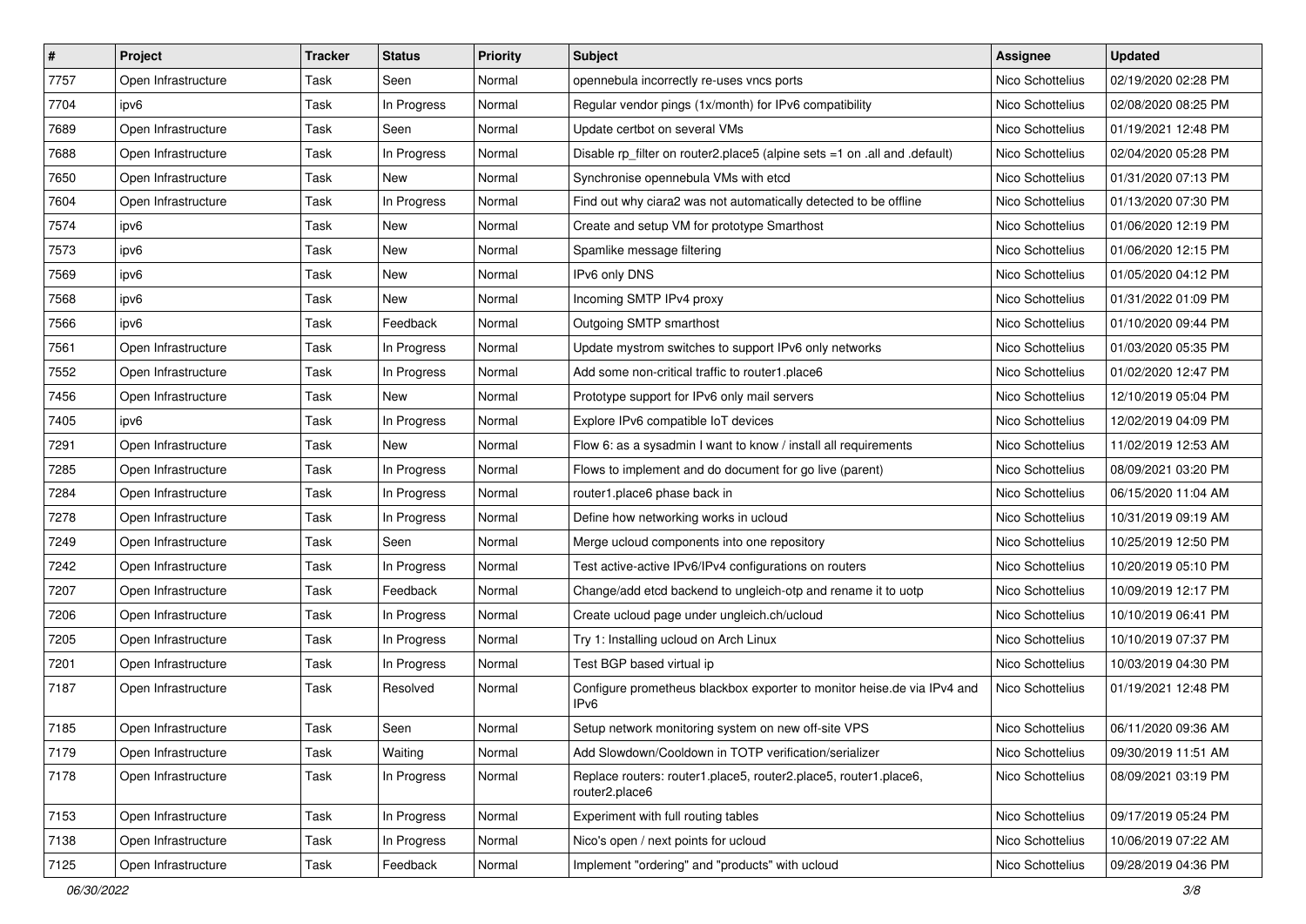| # | Project | Tracker | Status | Priority | Subject | Assignee | Updated |
|---|---|---|---|---|---|---|---|
| 7757 | Open Infrastructure | Task | Seen | Normal | opennebula incorrectly re-uses vncs ports | Nico Schottelius | 02/19/2020 02:28 PM |
| 7704 | ipv6 | Task | In Progress | Normal | Regular vendor pings (1x/month) for IPv6 compatibility | Nico Schottelius | 02/08/2020 08:25 PM |
| 7689 | Open Infrastructure | Task | Seen | Normal | Update certbot on several VMs | Nico Schottelius | 01/19/2021 12:48 PM |
| 7688 | Open Infrastructure | Task | In Progress | Normal | Disable rp_filter on router2.place5 (alpine sets =1 on .all and .default) | Nico Schottelius | 02/04/2020 05:28 PM |
| 7650 | Open Infrastructure | Task | New | Normal | Synchronise opennebula VMs with etcd | Nico Schottelius | 01/31/2020 07:13 PM |
| 7604 | Open Infrastructure | Task | In Progress | Normal | Find out why ciara2 was not automatically detected to be offline | Nico Schottelius | 01/13/2020 07:30 PM |
| 7574 | ipv6 | Task | New | Normal | Create and setup VM for prototype Smarthost | Nico Schottelius | 01/06/2020 12:19 PM |
| 7573 | ipv6 | Task | New | Normal | Spamlike message filtering | Nico Schottelius | 01/06/2020 12:15 PM |
| 7569 | ipv6 | Task | New | Normal | IPv6 only DNS | Nico Schottelius | 01/05/2020 04:12 PM |
| 7568 | ipv6 | Task | New | Normal | Incoming SMTP IPv4 proxy | Nico Schottelius | 01/31/2022 01:09 PM |
| 7566 | ipv6 | Task | Feedback | Normal | Outgoing SMTP smarthost | Nico Schottelius | 01/10/2020 09:44 PM |
| 7561 | Open Infrastructure | Task | In Progress | Normal | Update mystrom switches to support IPv6 only networks | Nico Schottelius | 01/03/2020 05:35 PM |
| 7552 | Open Infrastructure | Task | In Progress | Normal | Add some non-critical traffic to router1.place6 | Nico Schottelius | 01/02/2020 12:47 PM |
| 7456 | Open Infrastructure | Task | New | Normal | Prototype support for IPv6 only mail servers | Nico Schottelius | 12/10/2019 05:04 PM |
| 7405 | ipv6 | Task | In Progress | Normal | Explore IPv6 compatible IoT devices | Nico Schottelius | 12/02/2019 04:09 PM |
| 7291 | Open Infrastructure | Task | New | Normal | Flow 6: as a sysadmin I want to know / install all requirements | Nico Schottelius | 11/02/2019 12:53 AM |
| 7285 | Open Infrastructure | Task | In Progress | Normal | Flows to implement and do document for go live (parent) | Nico Schottelius | 08/09/2021 03:20 PM |
| 7284 | Open Infrastructure | Task | In Progress | Normal | router1.place6 phase back in | Nico Schottelius | 06/15/2020 11:04 AM |
| 7278 | Open Infrastructure | Task | In Progress | Normal | Define how networking works in ucloud | Nico Schottelius | 10/31/2019 09:19 AM |
| 7249 | Open Infrastructure | Task | Seen | Normal | Merge ucloud components into one repository | Nico Schottelius | 10/25/2019 12:50 PM |
| 7242 | Open Infrastructure | Task | In Progress | Normal | Test active-active IPv6/IPv4 configurations on routers | Nico Schottelius | 10/20/2019 05:10 PM |
| 7207 | Open Infrastructure | Task | Feedback | Normal | Change/add etcd backend to ungleich-otp and rename it to uotp | Nico Schottelius | 10/09/2019 12:17 PM |
| 7206 | Open Infrastructure | Task | In Progress | Normal | Create ucloud page under ungleich.ch/ucloud | Nico Schottelius | 10/10/2019 06:41 PM |
| 7205 | Open Infrastructure | Task | In Progress | Normal | Try 1: Installing ucloud on Arch Linux | Nico Schottelius | 10/10/2019 07:37 PM |
| 7201 | Open Infrastructure | Task | In Progress | Normal | Test BGP based virtual ip | Nico Schottelius | 10/03/2019 04:30 PM |
| 7187 | Open Infrastructure | Task | Resolved | Normal | Configure prometheus blackbox exporter to monitor heise.de via IPv4 and IPv6 | Nico Schottelius | 01/19/2021 12:48 PM |
| 7185 | Open Infrastructure | Task | Seen | Normal | Setup network monitoring system on new off-site VPS | Nico Schottelius | 06/11/2020 09:36 AM |
| 7179 | Open Infrastructure | Task | Waiting | Normal | Add Slowdown/Cooldown in TOTP verification/serializer | Nico Schottelius | 09/30/2019 11:51 AM |
| 7178 | Open Infrastructure | Task | In Progress | Normal | Replace routers: router1.place5, router2.place5, router1.place6, router2.place6 | Nico Schottelius | 08/09/2021 03:19 PM |
| 7153 | Open Infrastructure | Task | In Progress | Normal | Experiment with full routing tables | Nico Schottelius | 09/17/2019 05:24 PM |
| 7138 | Open Infrastructure | Task | In Progress | Normal | Nico's open / next points for ucloud | Nico Schottelius | 10/06/2019 07:22 AM |
| 7125 | Open Infrastructure | Task | Feedback | Normal | Implement "ordering" and "products" with ucloud | Nico Schottelius | 09/28/2019 04:36 PM |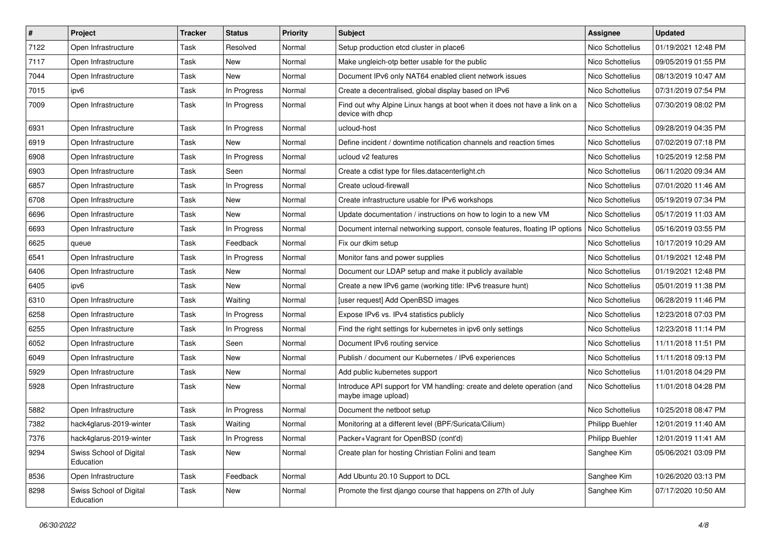| # | Project | Tracker | Status | Priority | Subject | Assignee | Updated |
|---|---|---|---|---|---|---|---|
| 7122 | Open Infrastructure | Task | Resolved | Normal | Setup production etcd cluster in place6 | Nico Schottelius | 01/19/2021 12:48 PM |
| 7117 | Open Infrastructure | Task | New | Normal | Make ungleich-otp better usable for the public | Nico Schottelius | 09/05/2019 01:55 PM |
| 7044 | Open Infrastructure | Task | New | Normal | Document IPv6 only NAT64 enabled client network issues | Nico Schottelius | 08/13/2019 10:47 AM |
| 7015 | ipv6 | Task | In Progress | Normal | Create a decentralised, global display based on IPv6 | Nico Schottelius | 07/31/2019 07:54 PM |
| 7009 | Open Infrastructure | Task | In Progress | Normal | Find out why Alpine Linux hangs at boot when it does not have a link on a device with dhcp | Nico Schottelius | 07/30/2019 08:02 PM |
| 6931 | Open Infrastructure | Task | In Progress | Normal | ucloud-host | Nico Schottelius | 09/28/2019 04:35 PM |
| 6919 | Open Infrastructure | Task | New | Normal | Define incident / downtime notification channels and reaction times | Nico Schottelius | 07/02/2019 07:18 PM |
| 6908 | Open Infrastructure | Task | In Progress | Normal | ucloud v2 features | Nico Schottelius | 10/25/2019 12:58 PM |
| 6903 | Open Infrastructure | Task | Seen | Normal | Create a cdist type for files.datacenterlight.ch | Nico Schottelius | 06/11/2020 09:34 AM |
| 6857 | Open Infrastructure | Task | In Progress | Normal | Create ucloud-firewall | Nico Schottelius | 07/01/2020 11:46 AM |
| 6708 | Open Infrastructure | Task | New | Normal | Create infrastructure usable for IPv6 workshops | Nico Schottelius | 05/19/2019 07:34 PM |
| 6696 | Open Infrastructure | Task | New | Normal | Update documentation / instructions on how to login to a new VM | Nico Schottelius | 05/17/2019 11:03 AM |
| 6693 | Open Infrastructure | Task | In Progress | Normal | Document internal networking support, console features, floating IP options | Nico Schottelius | 05/16/2019 03:55 PM |
| 6625 | queue | Task | Feedback | Normal | Fix our dkim setup | Nico Schottelius | 10/17/2019 10:29 AM |
| 6541 | Open Infrastructure | Task | In Progress | Normal | Monitor fans and power supplies | Nico Schottelius | 01/19/2021 12:48 PM |
| 6406 | Open Infrastructure | Task | New | Normal | Document our LDAP setup and make it publicly available | Nico Schottelius | 01/19/2021 12:48 PM |
| 6405 | ipv6 | Task | New | Normal | Create a new IPv6 game (working title: IPv6 treasure hunt) | Nico Schottelius | 05/01/2019 11:38 PM |
| 6310 | Open Infrastructure | Task | Waiting | Normal | [user request] Add OpenBSD images | Nico Schottelius | 06/28/2019 11:46 PM |
| 6258 | Open Infrastructure | Task | In Progress | Normal | Expose IPv6 vs. IPv4 statistics publicly | Nico Schottelius | 12/23/2018 07:03 PM |
| 6255 | Open Infrastructure | Task | In Progress | Normal | Find the right settings for kubernetes in ipv6 only settings | Nico Schottelius | 12/23/2018 11:14 PM |
| 6052 | Open Infrastructure | Task | Seen | Normal | Document IPv6 routing service | Nico Schottelius | 11/11/2018 11:51 PM |
| 6049 | Open Infrastructure | Task | New | Normal | Publish / document our Kubernetes / IPv6 experiences | Nico Schottelius | 11/11/2018 09:13 PM |
| 5929 | Open Infrastructure | Task | New | Normal | Add public kubernetes support | Nico Schottelius | 11/01/2018 04:29 PM |
| 5928 | Open Infrastructure | Task | New | Normal | Introduce API support for VM handling: create and delete operation (and maybe image upload) | Nico Schottelius | 11/01/2018 04:28 PM |
| 5882 | Open Infrastructure | Task | In Progress | Normal | Document the netboot setup | Nico Schottelius | 10/25/2018 08:47 PM |
| 7382 | hack4glarus-2019-winter | Task | Waiting | Normal | Monitoring at a different level (BPF/Suricata/Cilium) | Philipp Buehler | 12/01/2019 11:40 AM |
| 7376 | hack4glarus-2019-winter | Task | In Progress | Normal | Packer+Vagrant for OpenBSD (cont'd) | Philipp Buehler | 12/01/2019 11:41 AM |
| 9294 | Swiss School of Digital Education | Task | New | Normal | Create plan for hosting Christian Folini and team | Sanghee Kim | 05/06/2021 03:09 PM |
| 8536 | Open Infrastructure | Task | Feedback | Normal | Add Ubuntu 20.10 Support to DCL | Sanghee Kim | 10/26/2020 03:13 PM |
| 8298 | Swiss School of Digital Education | Task | New | Normal | Promote the first django course that happens on 27th of July | Sanghee Kim | 07/17/2020 10:50 AM |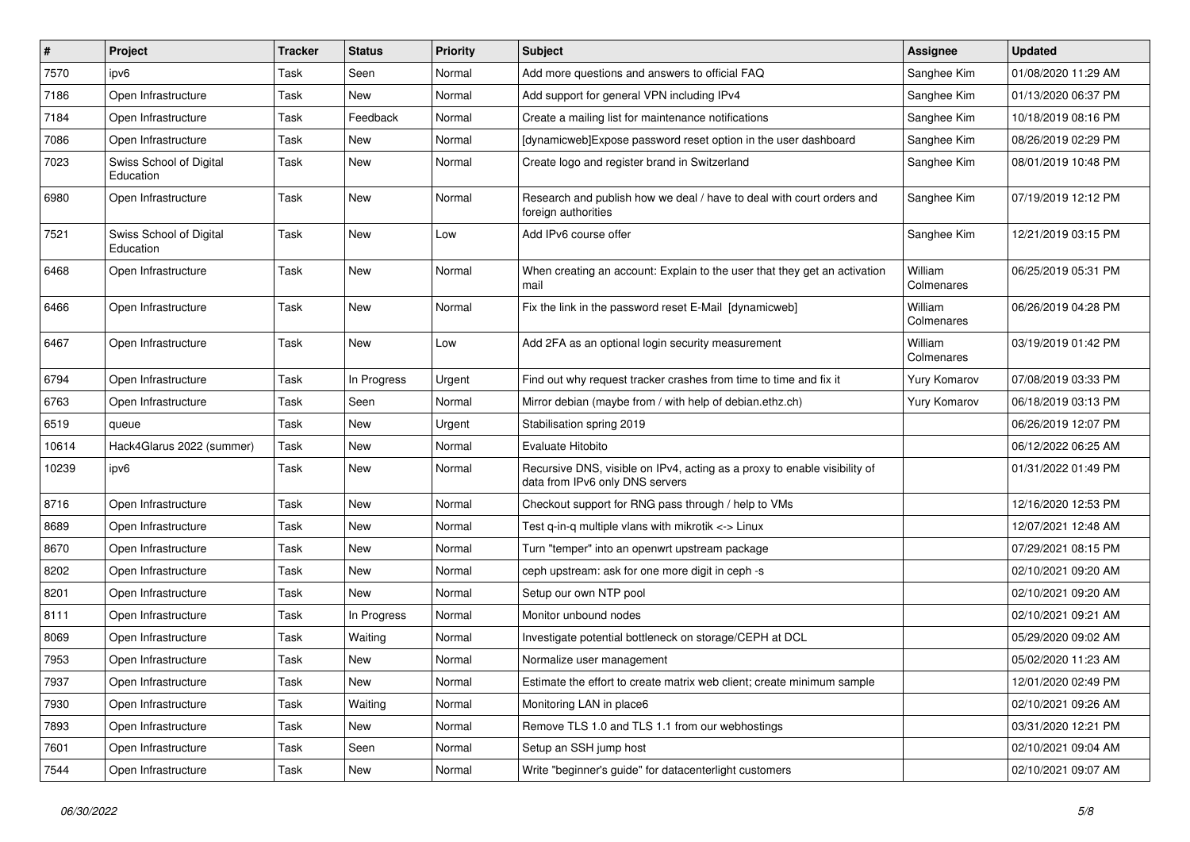| # | Project | Tracker | Status | Priority | Subject | Assignee | Updated |
|---|---|---|---|---|---|---|---|
| 7570 | ipv6 | Task | Seen | Normal | Add more questions and answers to official FAQ | Sanghee Kim | 01/08/2020 11:29 AM |
| 7186 | Open Infrastructure | Task | New | Normal | Add support for general VPN including IPv4 | Sanghee Kim | 01/13/2020 06:37 PM |
| 7184 | Open Infrastructure | Task | Feedback | Normal | Create a mailing list for maintenance notifications | Sanghee Kim | 10/18/2019 08:16 PM |
| 7086 | Open Infrastructure | Task | New | Normal | [dynamicweb]Expose password reset option in the user dashboard | Sanghee Kim | 08/26/2019 02:29 PM |
| 7023 | Swiss School of Digital Education | Task | New | Normal | Create logo and register brand in Switzerland | Sanghee Kim | 08/01/2019 10:48 PM |
| 6980 | Open Infrastructure | Task | New | Normal | Research and publish how we deal / have to deal with court orders and foreign authorities | Sanghee Kim | 07/19/2019 12:12 PM |
| 7521 | Swiss School of Digital Education | Task | New | Low | Add IPv6 course offer | Sanghee Kim | 12/21/2019 03:15 PM |
| 6468 | Open Infrastructure | Task | New | Normal | When creating an account: Explain to the user that they get an activation mail | William Colmenares | 06/25/2019 05:31 PM |
| 6466 | Open Infrastructure | Task | New | Normal | Fix the link in the password reset E-Mail [dynamicweb] | William Colmenares | 06/26/2019 04:28 PM |
| 6467 | Open Infrastructure | Task | New | Low | Add 2FA as an optional login security measurement | William Colmenares | 03/19/2019 01:42 PM |
| 6794 | Open Infrastructure | Task | In Progress | Urgent | Find out why request tracker crashes from time to time and fix it | Yury Komarov | 07/08/2019 03:33 PM |
| 6763 | Open Infrastructure | Task | Seen | Normal | Mirror debian (maybe from / with help of debian.ethz.ch) | Yury Komarov | 06/18/2019 03:13 PM |
| 6519 | queue | Task | New | Urgent | Stabilisation spring 2019 | | 06/26/2019 12:07 PM |
| 10614 | Hack4Glarus 2022 (summer) | Task | New | Normal | Evaluate Hitobito | | 06/12/2022 06:25 AM |
| 10239 | ipv6 | Task | New | Normal | Recursive DNS, visible on IPv4, acting as a proxy to enable visibility of data from IPv6 only DNS servers | | 01/31/2022 01:49 PM |
| 8716 | Open Infrastructure | Task | New | Normal | Checkout support for RNG pass through / help to VMs | | 12/16/2020 12:53 PM |
| 8689 | Open Infrastructure | Task | New | Normal | Test q-in-q multiple vlans with mikrotik <-> Linux | | 12/07/2021 12:48 AM |
| 8670 | Open Infrastructure | Task | New | Normal | Turn "temper" into an openwrt upstream package | | 07/29/2021 08:15 PM |
| 8202 | Open Infrastructure | Task | New | Normal | ceph upstream: ask for one more digit in ceph -s | | 02/10/2021 09:20 AM |
| 8201 | Open Infrastructure | Task | New | Normal | Setup our own NTP pool | | 02/10/2021 09:20 AM |
| 8111 | Open Infrastructure | Task | In Progress | Normal | Monitor unbound nodes | | 02/10/2021 09:21 AM |
| 8069 | Open Infrastructure | Task | Waiting | Normal | Investigate potential bottleneck on storage/CEPH at DCL | | 05/29/2020 09:02 AM |
| 7953 | Open Infrastructure | Task | New | Normal | Normalize user management | | 05/02/2020 11:23 AM |
| 7937 | Open Infrastructure | Task | New | Normal | Estimate the effort to create matrix web client; create minimum sample | | 12/01/2020 02:49 PM |
| 7930 | Open Infrastructure | Task | Waiting | Normal | Monitoring LAN in place6 | | 02/10/2021 09:26 AM |
| 7893 | Open Infrastructure | Task | New | Normal | Remove TLS 1.0 and TLS 1.1 from our webhostings | | 03/31/2020 12:21 PM |
| 7601 | Open Infrastructure | Task | Seen | Normal | Setup an SSH jump host | | 02/10/2021 09:04 AM |
| 7544 | Open Infrastructure | Task | New | Normal | Write "beginner's guide" for datacenterlight customers | | 02/10/2021 09:07 AM |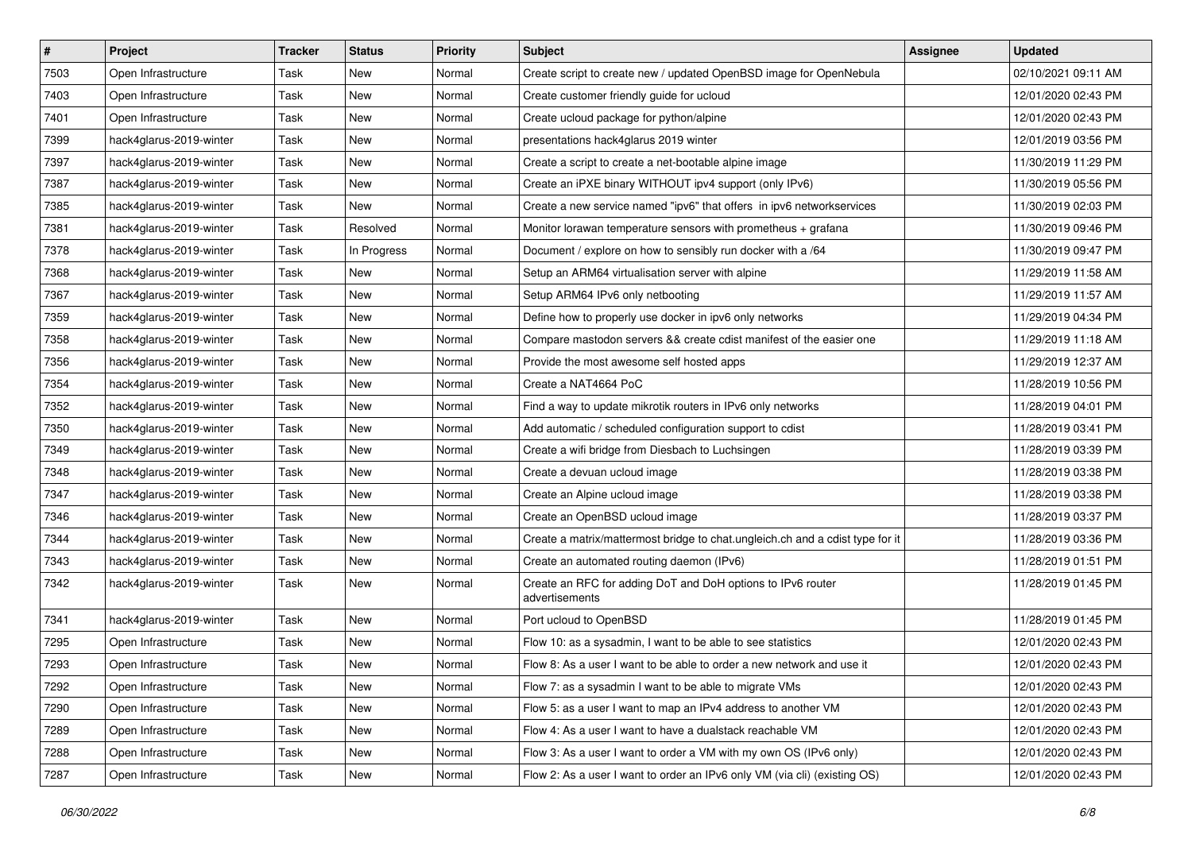| # | Project | Tracker | Status | Priority | Subject | Assignee | Updated |
|---|---|---|---|---|---|---|---|
| 7503 | Open Infrastructure | Task | New | Normal | Create script to create new / updated OpenBSD image for OpenNebula | | 02/10/2021 09:11 AM |
| 7403 | Open Infrastructure | Task | New | Normal | Create customer friendly guide for ucloud | | 12/01/2020 02:43 PM |
| 7401 | Open Infrastructure | Task | New | Normal | Create ucloud package for python/alpine | | 12/01/2020 02:43 PM |
| 7399 | hack4glarus-2019-winter | Task | New | Normal | presentations hack4glarus 2019 winter | | 12/01/2019 03:56 PM |
| 7397 | hack4glarus-2019-winter | Task | New | Normal | Create a script to create a net-bootable alpine image | | 11/30/2019 11:29 PM |
| 7387 | hack4glarus-2019-winter | Task | New | Normal | Create an iPXE binary WITHOUT ipv4 support (only IPv6) | | 11/30/2019 05:56 PM |
| 7385 | hack4glarus-2019-winter | Task | New | Normal | Create a new service named "ipv6" that offers in ipv6 networkservices | | 11/30/2019 02:03 PM |
| 7381 | hack4glarus-2019-winter | Task | Resolved | Normal | Monitor lorawan temperature sensors with prometheus + grafana | | 11/30/2019 09:46 PM |
| 7378 | hack4glarus-2019-winter | Task | In Progress | Normal | Document / explore on how to sensibly run docker with a /64 | | 11/30/2019 09:47 PM |
| 7368 | hack4glarus-2019-winter | Task | New | Normal | Setup an ARM64 virtualisation server with alpine | | 11/29/2019 11:58 AM |
| 7367 | hack4glarus-2019-winter | Task | New | Normal | Setup ARM64 IPv6 only netbooting | | 11/29/2019 11:57 AM |
| 7359 | hack4glarus-2019-winter | Task | New | Normal | Define how to properly use docker in ipv6 only networks | | 11/29/2019 04:34 PM |
| 7358 | hack4glarus-2019-winter | Task | New | Normal | Compare mastodon servers && create cdist manifest of the easier one | | 11/29/2019 11:18 AM |
| 7356 | hack4glarus-2019-winter | Task | New | Normal | Provide the most awesome self hosted apps | | 11/29/2019 12:37 AM |
| 7354 | hack4glarus-2019-winter | Task | New | Normal | Create a NAT4664 PoC | | 11/28/2019 10:56 PM |
| 7352 | hack4glarus-2019-winter | Task | New | Normal | Find a way to update mikrotik routers in IPv6 only networks | | 11/28/2019 04:01 PM |
| 7350 | hack4glarus-2019-winter | Task | New | Normal | Add automatic / scheduled configuration support to cdist | | 11/28/2019 03:41 PM |
| 7349 | hack4glarus-2019-winter | Task | New | Normal | Create a wifi bridge from Diesbach to Luchsingen | | 11/28/2019 03:39 PM |
| 7348 | hack4glarus-2019-winter | Task | New | Normal | Create a devuan ucloud image | | 11/28/2019 03:38 PM |
| 7347 | hack4glarus-2019-winter | Task | New | Normal | Create an Alpine ucloud image | | 11/28/2019 03:38 PM |
| 7346 | hack4glarus-2019-winter | Task | New | Normal | Create an OpenBSD ucloud image | | 11/28/2019 03:37 PM |
| 7344 | hack4glarus-2019-winter | Task | New | Normal | Create a matrix/mattermost bridge to chat.ungleich.ch and a cdist type for it | | 11/28/2019 03:36 PM |
| 7343 | hack4glarus-2019-winter | Task | New | Normal | Create an automated routing daemon (IPv6) | | 11/28/2019 01:51 PM |
| 7342 | hack4glarus-2019-winter | Task | New | Normal | Create an RFC for adding DoT and DoH options to IPv6 router advertisements | | 11/28/2019 01:45 PM |
| 7341 | hack4glarus-2019-winter | Task | New | Normal | Port ucloud to OpenBSD | | 11/28/2019 01:45 PM |
| 7295 | Open Infrastructure | Task | New | Normal | Flow 10: as a sysadmin, I want to be able to see statistics | | 12/01/2020 02:43 PM |
| 7293 | Open Infrastructure | Task | New | Normal | Flow 8: As a user I want to be able to order a new network and use it | | 12/01/2020 02:43 PM |
| 7292 | Open Infrastructure | Task | New | Normal | Flow 7: as a sysadmin I want to be able to migrate VMs | | 12/01/2020 02:43 PM |
| 7290 | Open Infrastructure | Task | New | Normal | Flow 5: as a user I want to map an IPv4 address to another VM | | 12/01/2020 02:43 PM |
| 7289 | Open Infrastructure | Task | New | Normal | Flow 4: As a user I want to have a dualstack reachable VM | | 12/01/2020 02:43 PM |
| 7288 | Open Infrastructure | Task | New | Normal | Flow 3: As a user I want to order a VM with my own OS (IPv6 only) | | 12/01/2020 02:43 PM |
| 7287 | Open Infrastructure | Task | New | Normal | Flow 2: As a user I want to order an IPv6 only VM (via cli) (existing OS) | | 12/01/2020 02:43 PM |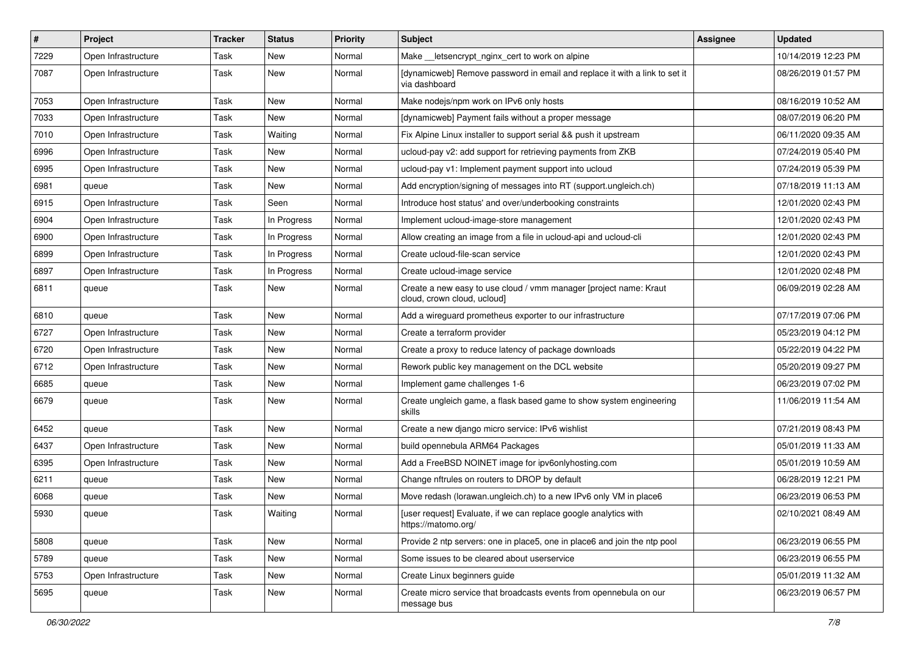| # | Project | Tracker | Status | Priority | Subject | Assignee | Updated |
|---|---|---|---|---|---|---|---|
| 7229 | Open Infrastructure | Task | New | Normal | Make __letsencrypt_nginx_cert to work on alpine | | 10/14/2019 12:23 PM |
| 7087 | Open Infrastructure | Task | New | Normal | [dynamicweb] Remove password in email and replace it with a link to set it via dashboard | | 08/26/2019 01:57 PM |
| 7053 | Open Infrastructure | Task | New | Normal | Make nodejs/npm work on IPv6 only hosts | | 08/16/2019 10:52 AM |
| 7033 | Open Infrastructure | Task | New | Normal | [dynamicweb] Payment fails without a proper message | | 08/07/2019 06:20 PM |
| 7010 | Open Infrastructure | Task | Waiting | Normal | Fix Alpine Linux installer to support serial && push it upstream | | 06/11/2020 09:35 AM |
| 6996 | Open Infrastructure | Task | New | Normal | ucloud-pay v2: add support for retrieving payments from ZKB | | 07/24/2019 05:40 PM |
| 6995 | Open Infrastructure | Task | New | Normal | ucloud-pay v1: Implement payment support into ucloud | | 07/24/2019 05:39 PM |
| 6981 | queue | Task | New | Normal | Add encryption/signing of messages into RT (support.ungleich.ch) | | 07/18/2019 11:13 AM |
| 6915 | Open Infrastructure | Task | Seen | Normal | Introduce host status' and over/underbooking constraints | | 12/01/2020 02:43 PM |
| 6904 | Open Infrastructure | Task | In Progress | Normal | Implement ucloud-image-store management | | 12/01/2020 02:43 PM |
| 6900 | Open Infrastructure | Task | In Progress | Normal | Allow creating an image from a file in ucloud-api and ucloud-cli | | 12/01/2020 02:43 PM |
| 6899 | Open Infrastructure | Task | In Progress | Normal | Create ucloud-file-scan service | | 12/01/2020 02:43 PM |
| 6897 | Open Infrastructure | Task | In Progress | Normal | Create ucloud-image service | | 12/01/2020 02:48 PM |
| 6811 | queue | Task | New | Normal | Create a new easy to use cloud / vmm manager [project name: Kraut cloud, crown cloud, ucloud] | | 06/09/2019 02:28 AM |
| 6810 | queue | Task | New | Normal | Add a wireguard prometheus exporter to our infrastructure | | 07/17/2019 07:06 PM |
| 6727 | Open Infrastructure | Task | New | Normal | Create a terraform provider | | 05/23/2019 04:12 PM |
| 6720 | Open Infrastructure | Task | New | Normal | Create a proxy to reduce latency of package downloads | | 05/22/2019 04:22 PM |
| 6712 | Open Infrastructure | Task | New | Normal | Rework public key management on the DCL website | | 05/20/2019 09:27 PM |
| 6685 | queue | Task | New | Normal | Implement game challenges 1-6 | | 06/23/2019 07:02 PM |
| 6679 | queue | Task | New | Normal | Create ungleich game, a flask based game to show system engineering skills | | 11/06/2019 11:54 AM |
| 6452 | queue | Task | New | Normal | Create a new django micro service: IPv6 wishlist | | 07/21/2019 08:43 PM |
| 6437 | Open Infrastructure | Task | New | Normal | build opennebula ARM64 Packages | | 05/01/2019 11:33 AM |
| 6395 | Open Infrastructure | Task | New | Normal | Add a FreeBSD NOINET image for ipv6onlyhosting.com | | 05/01/2019 10:59 AM |
| 6211 | queue | Task | New | Normal | Change nftrules on routers to DROP by default | | 06/28/2019 12:21 PM |
| 6068 | queue | Task | New | Normal | Move redash (lorawan.ungleich.ch) to a new IPv6 only VM in place6 | | 06/23/2019 06:53 PM |
| 5930 | queue | Task | Waiting | Normal | [user request] Evaluate, if we can replace google analytics with https://matomo.org/ | | 02/10/2021 08:49 AM |
| 5808 | queue | Task | New | Normal | Provide 2 ntp servers: one in place5, one in place6 and join the ntp pool | | 06/23/2019 06:55 PM |
| 5789 | queue | Task | New | Normal | Some issues to be cleared about userservice | | 06/23/2019 06:55 PM |
| 5753 | Open Infrastructure | Task | New | Normal | Create Linux beginners guide | | 05/01/2019 11:32 AM |
| 5695 | queue | Task | New | Normal | Create micro service that broadcasts events from opennebula on our message bus | | 06/23/2019 06:57 PM |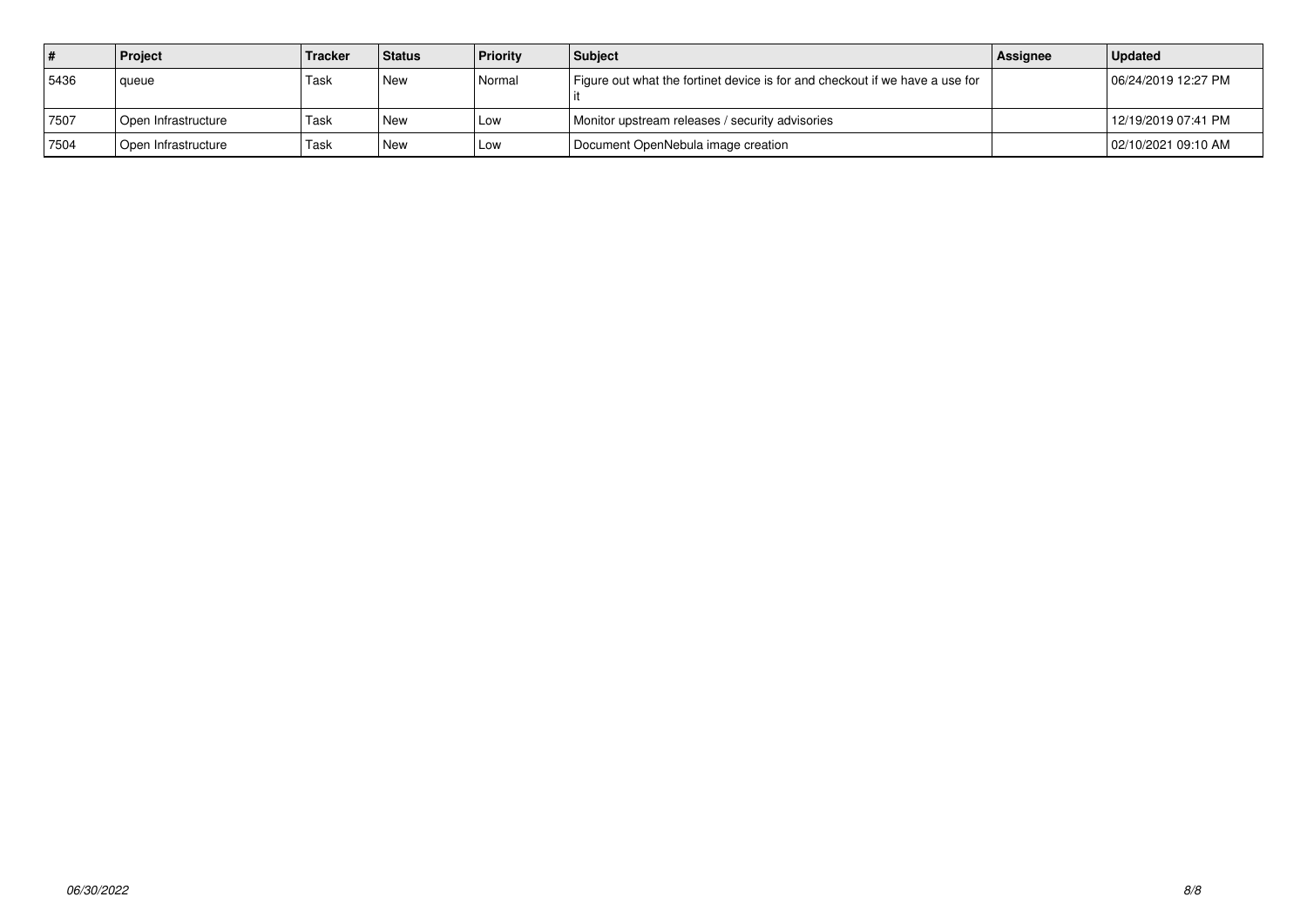| # | Project | Tracker | Status | Priority | Subject | Assignee | Updated |
|---|---|---|---|---|---|---|---|
| 5436 | queue | Task | New | Normal | Figure out what the fortinet device is for and checkout if we have a use for it | | 06/24/2019 12:27 PM |
| 7507 | Open Infrastructure | Task | New | Low | Monitor upstream releases / security advisories | | 12/19/2019 07:41 PM |
| 7504 | Open Infrastructure | Task | New | Low | Document OpenNebula image creation | | 02/10/2021 09:10 AM |